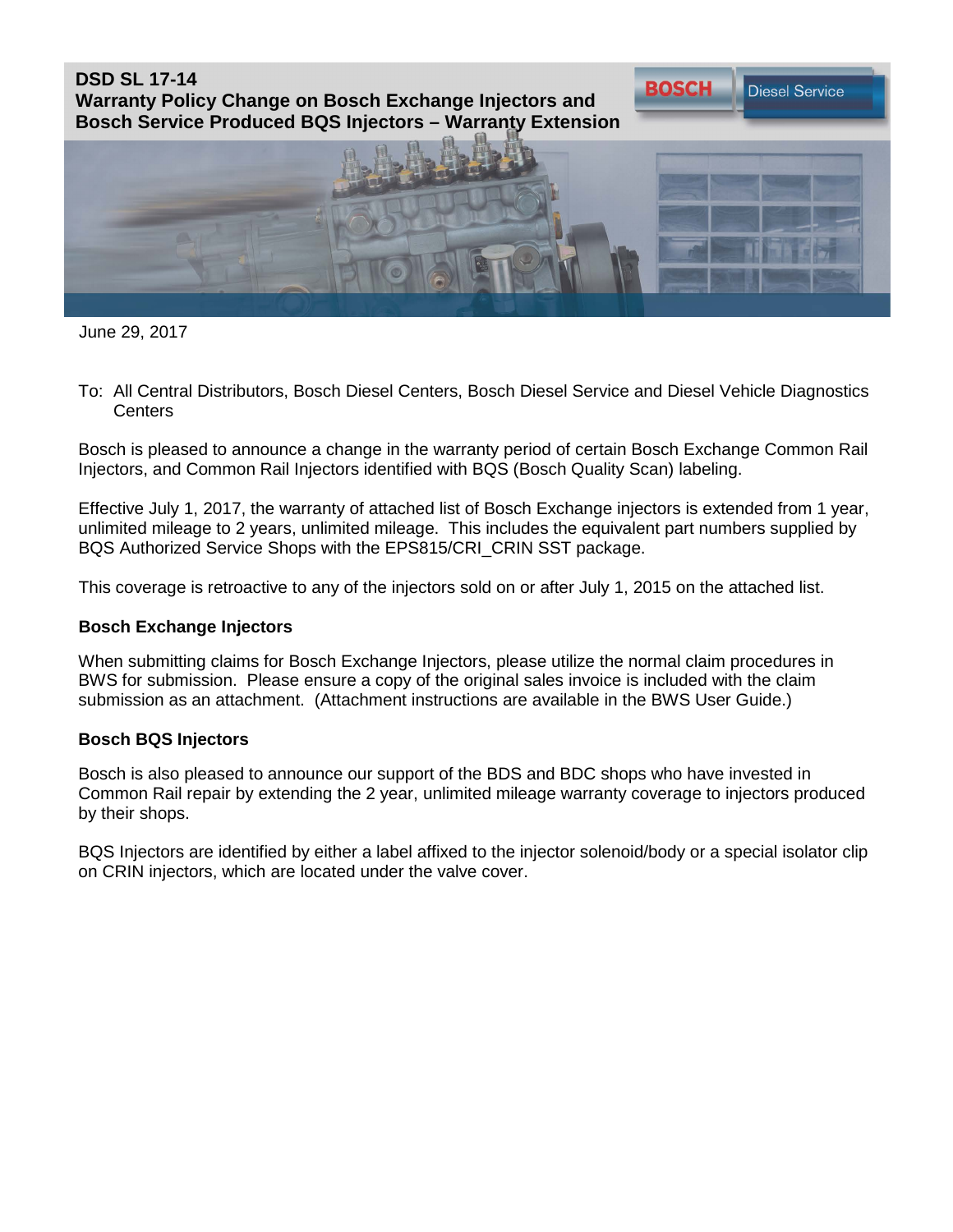# DSD SL 17-14
## Warranty Policy Change on Bosch Exchange Injectors and Bosch Service Produced BQS Injectors – Warranty Extension

BOSCH Diesel Service

June 29, 2017

To: All Central Distributors, Bosch Diesel Centers, Bosch Diesel Service and Diesel Vehicle Diagnostics Centers

Bosch is pleased to announce a change in the warranty period of certain Bosch Exchange Common Rail Injectors, and Common Rail Injectors identified with BQS (Bosch Quality Scan) labeling.

Effective July 1, 2017, the warranty of attached list of Bosch Exchange injectors is extended from 1 year, unlimited mileage to 2 years, unlimited mileage. This includes the equivalent part numbers supplied by BQS Authorized Service Shops with the EPS815/CRI_CRIN SST package.

This coverage is retroactive to any of the injectors sold on or after July 1, 2015 on the attached list.

**Bosch Exchange Injectors**

When submitting claims for Bosch Exchange Injectors, please utilize the normal claim procedures in BWS for submission. Please ensure a copy of the original sales invoice is included with the claim submission as an attachment. (Attachment instructions are available in the BWS User Guide.)

**Bosch BQS Injectors**

Bosch is also pleased to announce our support of the BDS and BDC shops who have invested in Common Rail repair by extending the 2 year, unlimited mileage warranty coverage to injectors produced by their shops.

BQS Injectors are identified by either a label affixed to the injector solenoid/body or a special isolator clip on CRIN injectors, which are located under the valve cover.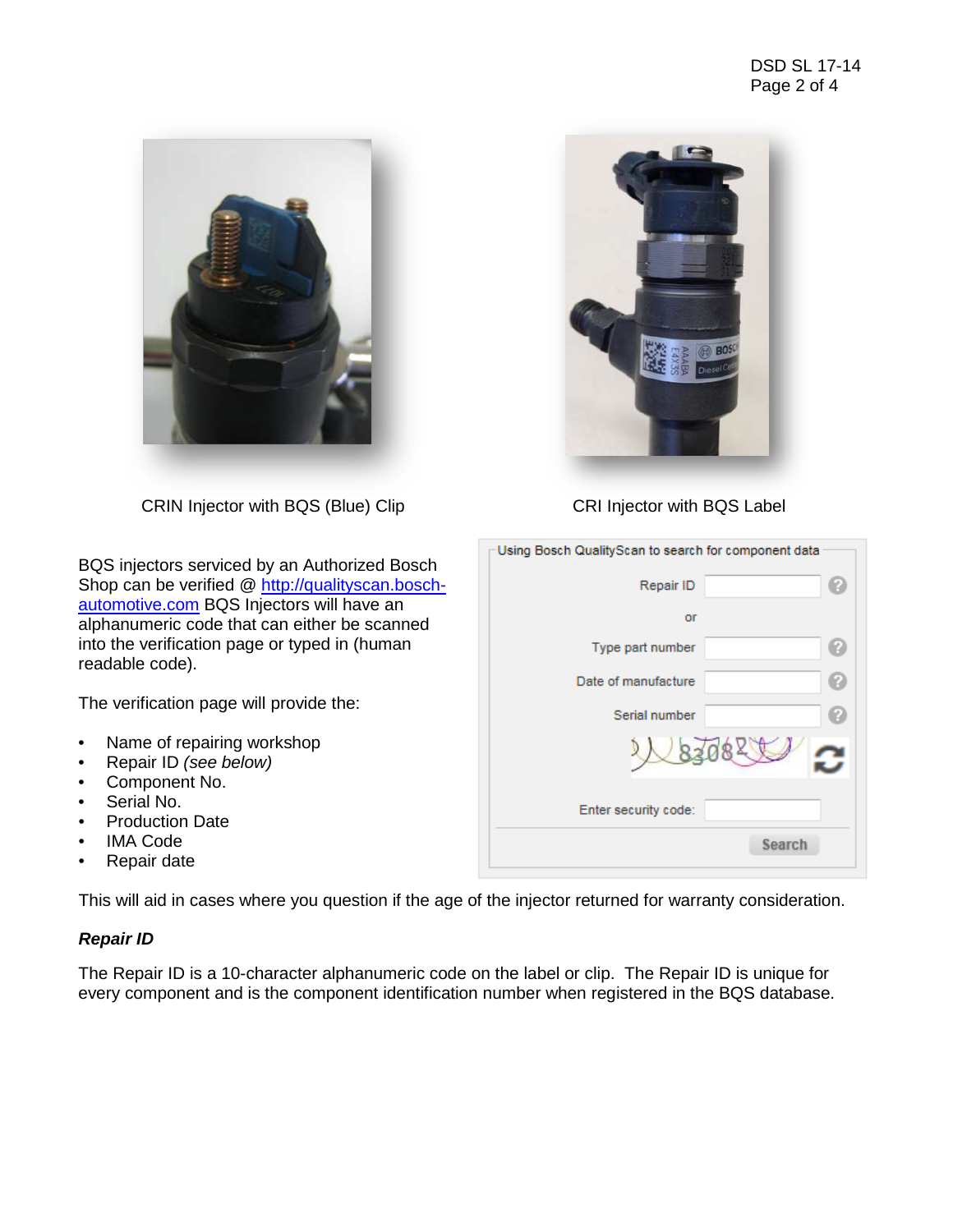CRIN Injector with BQS (Blue) Clip

CRI Injector with BQS Label

BQS injectors serviced by an Authorized Bosch Shop can be verified @ [http://qualityscan.bosch-automotive.com](http://qualityscan.bosch-automotive.com) BQS Injectors will have an alphanumeric code that can either be scanned into the verification page or typed in (human readable code).

The verification page will provide the:

- Name of repairing workshop
- Repair ID *(see below)*
- Component No.
- Serial No.
- Production Date
- IMA Code
- Repair date

Using Bosch QualityScan to search for component data

Repair ID

or

Type part number

Date of manufacture

Serial number

Enter security code:

Search

This will aid in cases where you question if the age of the injector returned for warranty consideration.

***Repair ID***

The Repair ID is a 10-character alphanumeric code on the label or clip. The Repair ID is unique for every component and is the component identification number when registered in the BQS database.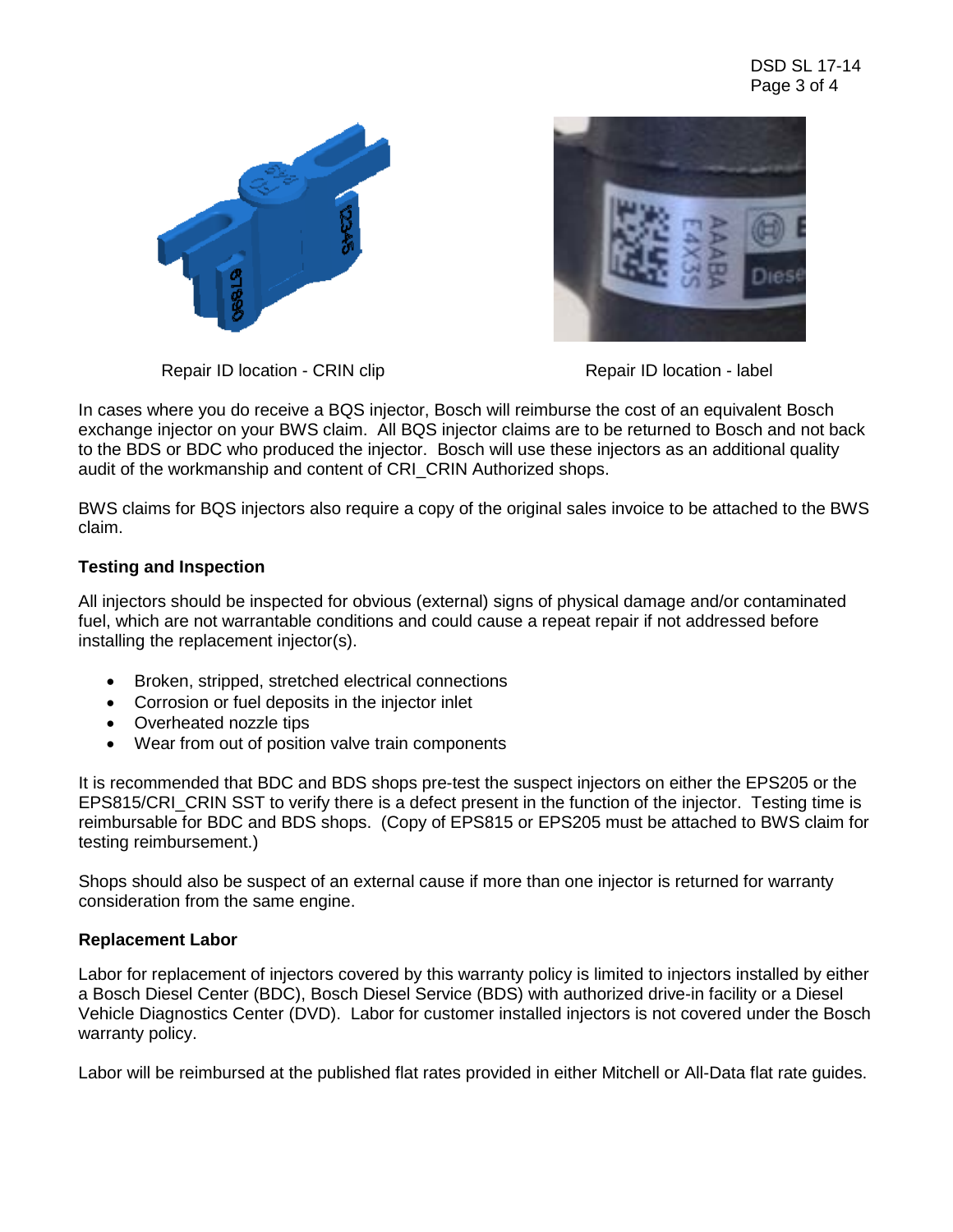Repair ID location - CRIN clip

Repair ID location - label

In cases where you do receive a BQS injector, Bosch will reimburse the cost of an equivalent Bosch exchange injector on your BWS claim. All BQS injector claims are to be returned to Bosch and not back to the BDS or BDC who produced the injector. Bosch will use these injectors as an additional quality audit of the workmanship and content of CRI_CRIN Authorized shops.

BWS claims for BQS injectors also require a copy of the original sales invoice to be attached to the BWS claim.

**Testing and Inspection**

All injectors should be inspected for obvious (external) signs of physical damage and/or contaminated fuel, which are not warrantable conditions and could cause a repeat repair if not addressed before installing the replacement injector(s).

- Broken, stripped, stretched electrical connections
- Corrosion or fuel deposits in the injector inlet
- Overheated nozzle tips
- Wear from out of position valve train components

It is recommended that BDC and BDS shops pre-test the suspect injectors on either the EPS205 or the EPS815/CRI_CRIN SST to verify there is a defect present in the function of the injector. Testing time is reimbursable for BDC and BDS shops. (Copy of EPS815 or EPS205 must be attached to BWS claim for testing reimbursement.)

Shops should also be suspect of an external cause if more than one injector is returned for warranty consideration from the same engine.

**Replacement Labor**

Labor for replacement of injectors covered by this warranty policy is limited to injectors installed by either a Bosch Diesel Center (BDC), Bosch Diesel Service (BDS) with authorized drive-in facility or a Diesel Vehicle Diagnostics Center (DVD). Labor for customer installed injectors is not covered under the Bosch warranty policy.

Labor will be reimbursed at the published flat rates provided in either Mitchell or All-Data flat rate guides.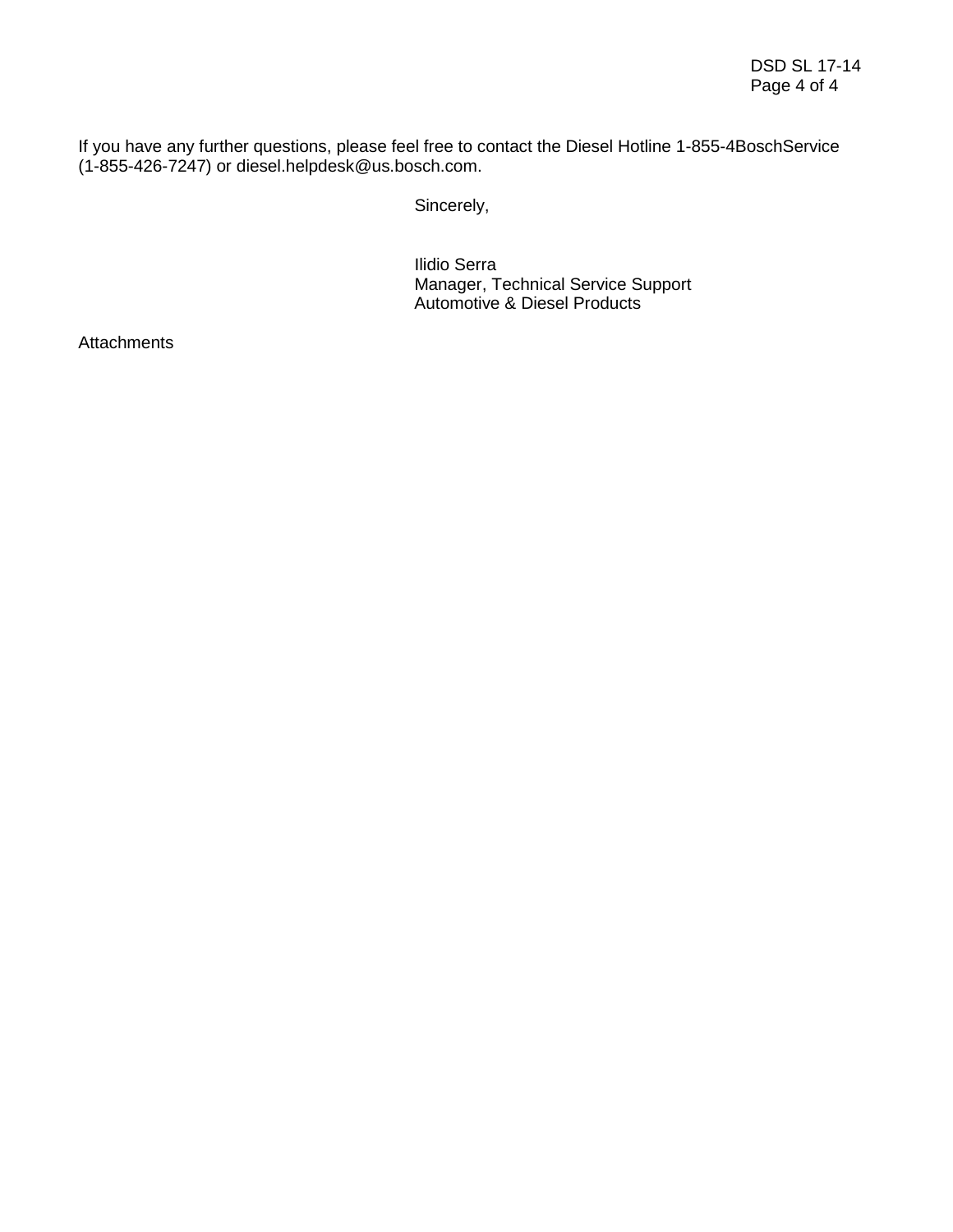If you have any further questions, please feel free to contact the Diesel Hotline 1-855-4BoschService (1-855-426-7247) or diesel.helpdesk@us.bosch.com.

Sincerely,

Ilidio Serra
Manager, Technical Service Support
Automotive & Diesel Products

Attachments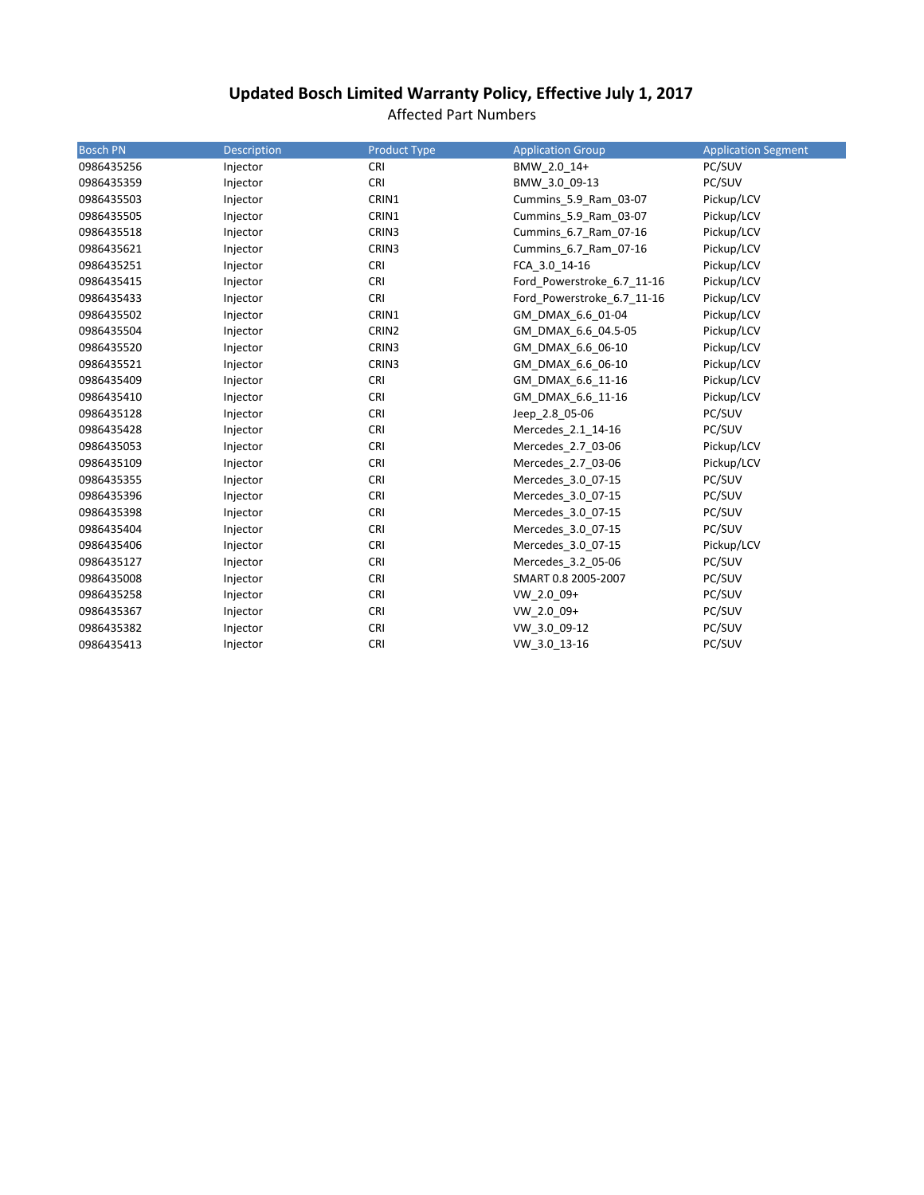# Updated Bosch Limited Warranty Policy, Effective July 1, 2017

Affected Part Numbers

| Bosch PN | Description | Product Type | Application Group | Application Segment |
|---|---|---|---|---|
| 0986435256 | Injector | CRI | BMW_2.0_14+ | PC/SUV |
| 0986435359 | Injector | CRI | BMW_3.0_09-13 | PC/SUV |
| 0986435503 | Injector | CRIN1 | Cummins_5.9_Ram_03-07 | Pickup/LCV |
| 0986435505 | Injector | CRIN1 | Cummins_5.9_Ram_03-07 | Pickup/LCV |
| 0986435518 | Injector | CRIN3 | Cummins_6.7_Ram_07-16 | Pickup/LCV |
| 0986435621 | Injector | CRIN3 | Cummins_6.7_Ram_07-16 | Pickup/LCV |
| 0986435251 | Injector | CRI | FCA_3.0_14-16 | Pickup/LCV |
| 0986435415 | Injector | CRI | Ford_Powerstroke_6.7_11-16 | Pickup/LCV |
| 0986435433 | Injector | CRI | Ford_Powerstroke_6.7_11-16 | Pickup/LCV |
| 0986435502 | Injector | CRIN1 | GM_DMAX_6.6_01-04 | Pickup/LCV |
| 0986435504 | Injector | CRIN2 | GM_DMAX_6.6_04.5-05 | Pickup/LCV |
| 0986435520 | Injector | CRIN3 | GM_DMAX_6.6_06-10 | Pickup/LCV |
| 0986435521 | Injector | CRIN3 | GM_DMAX_6.6_06-10 | Pickup/LCV |
| 0986435409 | Injector | CRI | GM_DMAX_6.6_11-16 | Pickup/LCV |
| 0986435410 | Injector | CRI | GM_DMAX_6.6_11-16 | Pickup/LCV |
| 0986435128 | Injector | CRI | Jeep_2.8_05-06 | PC/SUV |
| 0986435428 | Injector | CRI | Mercedes_2.1_14-16 | PC/SUV |
| 0986435053 | Injector | CRI | Mercedes_2.7_03-06 | Pickup/LCV |
| 0986435109 | Injector | CRI | Mercedes_2.7_03-06 | Pickup/LCV |
| 0986435355 | Injector | CRI | Mercedes_3.0_07-15 | PC/SUV |
| 0986435396 | Injector | CRI | Mercedes_3.0_07-15 | PC/SUV |
| 0986435398 | Injector | CRI | Mercedes_3.0_07-15 | PC/SUV |
| 0986435404 | Injector | CRI | Mercedes_3.0_07-15 | PC/SUV |
| 0986435406 | Injector | CRI | Mercedes_3.0_07-15 | Pickup/LCV |
| 0986435127 | Injector | CRI | Mercedes_3.2_05-06 | PC/SUV |
| 0986435008 | Injector | CRI | SMART 0.8 2005-2007 | PC/SUV |
| 0986435258 | Injector | CRI | VW_2.0_09+ | PC/SUV |
| 0986435367 | Injector | CRI | VW_2.0_09+ | PC/SUV |
| 0986435382 | Injector | CRI | VW_3.0_09-12 | PC/SUV |
| 0986435413 | Injector | CRI | VW_3.0_13-16 | PC/SUV |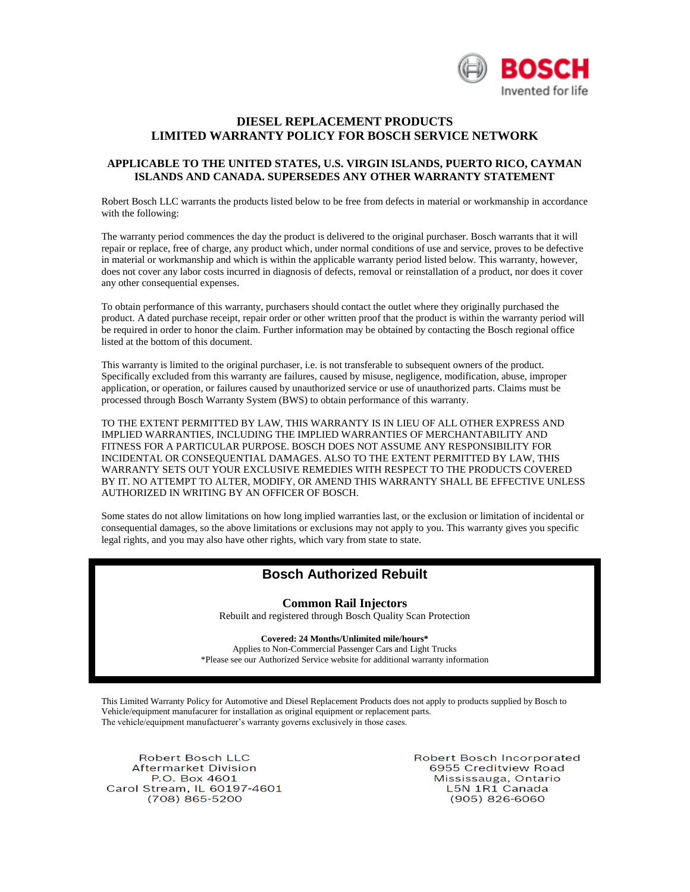# DIESEL REPLACEMENT PRODUCTS
# LIMITED WARRANTY POLICY FOR BOSCH SERVICE NETWORK

## APPLICABLE TO THE UNITED STATES, U.S. VIRGIN ISLANDS, PUERTO RICO, CAYMAN ISLANDS AND CANADA. SUPERSEDES ANY OTHER WARRANTY STATEMENT

Robert Bosch LLC warrants the products listed below to be free from defects in material or workmanship in accordance with the following:

The warranty period commences the day the product is delivered to the original purchaser. Bosch warrants that it will repair or replace, free of charge, any product which, under normal conditions of use and service, proves to be defective in material or workmanship and which is within the applicable warranty period listed below. This warranty, however, does not cover any labor costs incurred in diagnosis of defects, removal or reinstallation of a product, nor does it cover any other consequential expenses.

To obtain performance of this warranty, purchasers should contact the outlet where they originally purchased the product. A dated purchase receipt, repair order or other written proof that the product is within the warranty period will be required in order to honor the claim. Further information may be obtained by contacting the Bosch regional office listed at the bottom of this document.

This warranty is limited to the original purchaser, i.e. is not transferable to subsequent owners of the product. Specifically excluded from this warranty are failures, caused by misuse, negligence, modification, abuse, improper application, or operation, or failures caused by unauthorized service or use of unauthorized parts. Claims must be processed through Bosch Warranty System (BWS) to obtain performance of this warranty.

TO THE EXTENT PERMITTED BY LAW, THIS WARRANTY IS IN LIEU OF ALL OTHER EXPRESS AND IMPLIED WARRANTIES, INCLUDING THE IMPLIED WARRANTIES OF MERCHANTABILITY AND FITNESS FOR A PARTICULAR PURPOSE. BOSCH DOES NOT ASSUME ANY RESPONSIBILITY FOR INCIDENTAL OR CONSEQUENTIAL DAMAGES. ALSO TO THE EXTENT PERMITTED BY LAW, THIS WARRANTY SETS OUT YOUR EXCLUSIVE REMEDIES WITH RESPECT TO THE PRODUCTS COVERED BY IT. NO ATTEMPT TO ALTER, MODIFY, OR AMEND THIS WARRANTY SHALL BE EFFECTIVE UNLESS AUTHORIZED IN WRITING BY AN OFFICER OF BOSCH.

Some states do not allow limitations on how long implied warranties last, or the exclusion or limitation of incidental or consequential damages, so the above limitations or exclusions may not apply to you. This warranty gives you specific legal rights, and you may also have other rights, which vary from state to state.

## Bosch Authorized Rebuilt

### Common Rail Injectors

Rebuilt and registered through Bosch Quality Scan Protection

**Covered: 24 Months/Unlimited mile/hours***

Applies to Non-Commercial Passenger Cars and Light Trucks

*Please see our Authorized Service website for additional warranty information

This Limited Warranty Policy for Automotive and Diesel Replacement Products does not apply to products supplied by Bosch to Vehicle/equipment manufacurer for installation as original equipment or replacement parts.
The vehicle/equipment manufactuerer's warranty governs exclusively in those cases.

Robert Bosch LLC
Aftermarket Division
P.O. Box 4601
Carol Stream, IL 60197-4601
(708) 865-5200

Robert Bosch Incorporated
6955 Creditview Road
Mississauga, Ontario
L5N 1R1 Canada
(905) 826-6060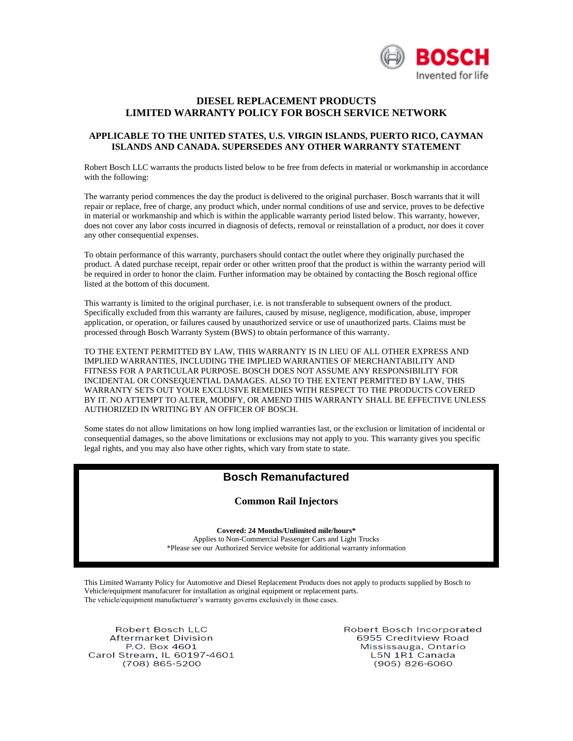BOSCH
Invented for life

# DIESEL REPLACEMENT PRODUCTS
# LIMITED WARRANTY POLICY FOR BOSCH SERVICE NETWORK

## APPLICABLE TO THE UNITED STATES, U.S. VIRGIN ISLANDS, PUERTO RICO, CAYMAN ISLANDS AND CANADA. SUPERSEDES ANY OTHER WARRANTY STATEMENT

Robert Bosch LLC warrants the products listed below to be free from defects in material or workmanship in accordance with the following:

The warranty period commences the day the product is delivered to the original purchaser. Bosch warrants that it will repair or replace, free of charge, any product which, under normal conditions of use and service, proves to be defective in material or workmanship and which is within the applicable warranty period listed below. This warranty, however, does not cover any labor costs incurred in diagnosis of defects, removal or reinstallation of a product, nor does it cover any other consequential expenses.

To obtain performance of this warranty, purchasers should contact the outlet where they originally purchased the product. A dated purchase receipt, repair order or other written proof that the product is within the warranty period will be required in order to honor the claim. Further information may be obtained by contacting the Bosch regional office listed at the bottom of this document.

This warranty is limited to the original purchaser, i.e. is not transferable to subsequent owners of the product. Specifically excluded from this warranty are failures, caused by misuse, negligence, modification, abuse, improper application, or operation, or failures caused by unauthorized service or use of unauthorized parts. Claims must be processed through Bosch Warranty System (BWS) to obtain performance of this warranty.

TO THE EXTENT PERMITTED BY LAW, THIS WARRANTY IS IN LIEU OF ALL OTHER EXPRESS AND IMPLIED WARRANTIES, INCLUDING THE IMPLIED WARRANTIES OF MERCHANTABILITY AND FITNESS FOR A PARTICULAR PURPOSE. BOSCH DOES NOT ASSUME ANY RESPONSIBILITY FOR INCIDENTAL OR CONSEQUENTIAL DAMAGES. ALSO TO THE EXTENT PERMITTED BY LAW, THIS WARRANTY SETS OUT YOUR EXCLUSIVE REMEDIES WITH RESPECT TO THE PRODUCTS COVERED BY IT. NO ATTEMPT TO ALTER, MODIFY, OR AMEND THIS WARRANTY SHALL BE EFFECTIVE UNLESS AUTHORIZED IN WRITING BY AN OFFICER OF BOSCH.

Some states do not allow limitations on how long implied warranties last, or the exclusion or limitation of incidental or consequential damages, so the above limitations or exclusions may not apply to you. This warranty gives you specific legal rights, and you may also have other rights, which vary from state to state.

## Bosch Remanufactured

### Common Rail Injectors

**Covered: 24 Months/Unlimited mile/hours***
Applies to Non-Commercial Passenger Cars and Light Trucks
*Please see our Authorized Service website for additional warranty information

This Limited Warranty Policy for Automotive and Diesel Replacement Products does not apply to products supplied by Bosch to Vehicle/equipment manufacurer for installation as original equipment or replacement parts.
The vehicle/equipment manufactuerer's warranty governs exclusively in those cases.

Robert Bosch LLC
Aftermarket Division
P.O. Box 4601
Carol Stream, IL 60197-4601
(708) 865-5200

Robert Bosch Incorporated
6955 Creditview Road
Mississauga, Ontario
L5N 1R1 Canada
(905) 826-6060